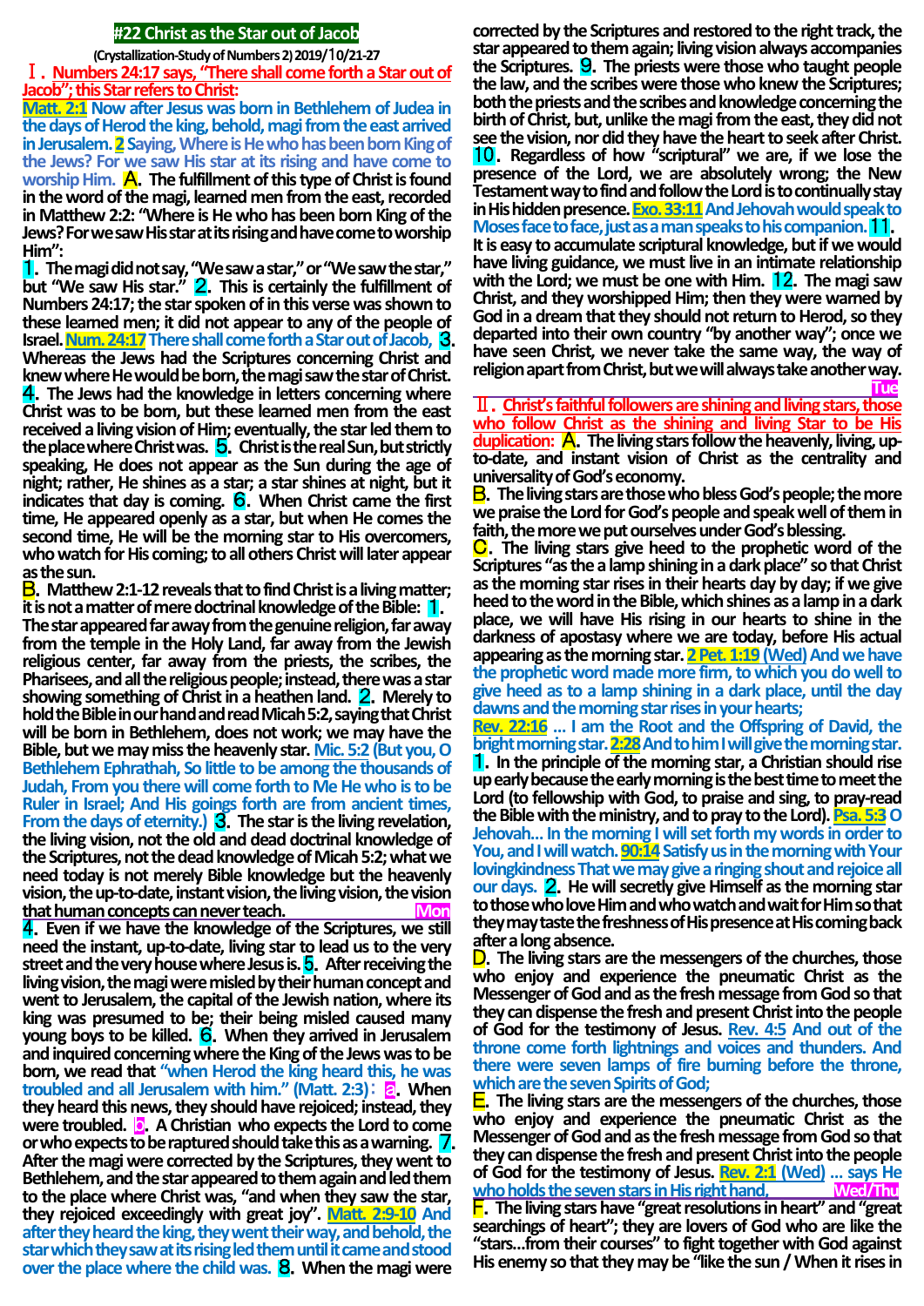# #22 Christ as the Star out of Jacob

**(Crystallization-Study of Numbers 2) 2019/10/21-27**

## Ⅰ. Numbers 24:17 says, "There shall come forth a Star out of Jacob"; this Star refers to Christ:

**Matt. 2:1** Now after Jesus was born in Bethlehem of Judea in the days of Herod the king, behold, magi from the east arrived in Jerusalem. **2** Saying, Where is He who has been born King of the Jews? For we saw His star at its rising and have come to worship Him.

**A.** The fulfillment of this type of Christ is found in the word of the magi, learned men from the east, recorded in Matthew 2:2: "Where is He who has been born King of the Jews? For we saw His star at its rising and have come to worship Him":

**1.** The magi did not say, "We saw a star," or "We saw the star," but "We saw His star." **2.** This is certainly the fulfillment of Numbers 24:17; the star spoken of in this verse was shown to these learned men; it did not appear to any of the people of Israel. **Num. 24:17** There shall come forth a Star out of Jacob, **3.** Whereas the Jews had the Scriptures concerning Christ and knew where He would be born, the magi saw the star of Christ. **4.** The Jews had the knowledge in letters concerning where Christ was to be born, but these learned men from the east received a living vision of Him; eventually, the star led them to the place where Christ was. **5.** Christ is the real Sun, but strictly speaking, He does not appear as the Sun during the age of night; rather, He shines as a star; a star shines at night, but it indicates that day is coming. **6.** When Christ came the first time, He appeared openly as a star, but when He comes the second time, He will be the morning star to His overcomers, who watch for His coming; to all others Christ will later appear as the sun.

**B.** Matthew 2:1-12 reveals that to find Christ is a living matter; it is not a matter of mere doctrinal knowledge of the Bible: **1.** The star appeared far away from the genuine religion, far away from the temple in the Holy Land, far away from the Jewish religious center, far away from the priests, the scribes, the Pharisees, and all the religious people; instead, there was a star showing something of Christ in a heathen land. **2.** Merely to hold the Bible in our hand and read Micah 5:2, saying that Christ will be born in Bethlehem, does not work; we may have the Bible, but we may miss the heavenly star. **Mic. 5:2** (But you, O Bethlehem Ephrathah, So little to be among the thousands of Judah, From you there will come forth to Me He who is to be Ruler in Israel; And His goings forth are from ancient times, From the days of eternity.) **3.** The star is the living revelation, the living vision, not the old and dead doctrinal knowledge of the Scriptures, not the dead knowledge of Micah 5:2; what we need today is not merely Bible knowledge but the heavenly vision, the up-to-date, instant vision, the living vision, the vision that human concepts can never teach. **Mon**

**4.** Even if we have the knowledge of the Scriptures, we still need the instant, up-to-date, living star to lead us to the very street and the very house where Jesus is. **5.** After receiving the living vision, the magi were misled by their human concept and went to Jerusalem, the capital of the Jewish nation, where its king was presumed to be; their being misled caused many young boys to be killed. **6.** When they arrived in Jerusalem and inquired concerning where the King of the Jews was to be born, we read that "when Herod the king heard this, he was troubled and all Jerusalem with him." (Matt. 2:3): **a.** When they heard this news, they should have rejoiced; instead, they were troubled. **b.** A Christian who expects the Lord to come or who expects to be raptured should take this as a warning. **7.** After the magi were corrected by the Scriptures, they went to Bethlehem, and the star appeared to them again and led them to the place where Christ was, "and when they saw the star, they rejoiced exceedingly with great joy". **Matt. 2:9-10** And after they heard the king, they went their way, and behold, the star which they saw at its rising led them until it came and stood over the place where the child was. **8.** When the magi were corrected by the Scriptures and restored to the right track, the star appeared to them again; living vision always accompanies the Scriptures. **9.** The priests were those who taught people the law, and the scribes were those who knew the Scriptures; both the priests and the scribes had knowledge concerning the birth of Christ, but, unlike the magi from the east, they did not see the vision, nor did they have the heart to seek after Christ. **10.** Regardless of how "scriptural" we are, if we lose the presence of the Lord, we are absolutely wrong; the New Testament way to find and follow the Lord is to continually stay in His hidden presence. **Exo. 33:11** And Jehovah would speak to Moses face to face, just as a man speaks to his companion. **11.** It is easy to accumulate scriptural knowledge, but if we would have living guidance, we must live in an intimate relationship with the Lord; we must be one with Him. **12.** The magi saw Christ, and they worshipped Him; then they were warned by God in a dream that they should not return to Herod, so they departed into their own country "by another way"; once we have seen Christ, we never take the same way, the way of religion apart from Christ, but we will always take another way. **Tue**

## Ⅱ. Christ's faithful followers are shining and living stars, those who follow Christ as the shining and living Star to be His duplication:

**A.** The living stars follow the heavenly, living, up-to-date, and instant vision of Christ as the centrality and universality of God's economy.

**B.** The living stars are those who bless God's people; the more we praise the Lord for God's people and speak well of them in faith, the more we put ourselves under God's blessing.

**C.** The living stars give heed to the prophetic word of the Scriptures "as the a lamp shining in a dark place" so that Christ as the morning star rises in their hearts day by day; if we give heed to the word in the Bible, which shines as a lamp in a dark place, we will have His rising in our hearts to shine in the darkness of apostasy where we are today, before His actual appearing as the morning star. **2 Pet. 1:19 (Wed)** And we have the prophetic word made more firm, to which you do well to give heed as to a lamp shining in a dark place, until the day dawns and the morning star rises in your hearts;

**Rev. 22:16** ... I am the Root and the Offspring of David, the bright morning star. **2:28** And to him I will give the morning star.

**1.** In the principle of the morning star, a Christian should rise up early because the early morning is the best time to meet the Lord (to fellowship with God, to praise and sing, to pray-read the Bible with the ministry, and to pray to the Lord). **Psa. 5:3** O Jehovah... In the morning I will set forth my words in order to You, and I will watch. **90:14** Satisfy us in the morning with Your lovingkindness That we may give a ringing shout and rejoice all our days. **2.** He will secretly give Himself as the morning star to those who love Him and who watch and wait for Him so that they may taste the freshness of His presence at His coming back after a long absence.

**D.** The living stars are the messengers of the churches, those who enjoy and experience the pneumatic Christ as the Messenger of God and as the fresh message from God so that they can dispense the fresh and present Christ into the people of God for the testimony of Jesus. **Rev. 4:5** And out of the throne come forth lightnings and voices and thunders. And there were seven lamps of fire burning before the throne, which are the seven Spirits of God;

**E.** The living stars are the messengers of the churches, those who enjoy and experience the pneumatic Christ as the Messenger of God and as the fresh message from God so that they can dispense the fresh and present Christ into the people of God for the testimony of Jesus. **Rev. 2:1 (Wed)** ... says He who holds the seven stars in His right hand, **Wed/Thu**

**F.** The living stars have "great resolutions in heart" and "great searchings of heart"; they are lovers of God who are like the "stars...from their courses" to fight together with God against His enemy so that they may be "like the sun / When it rises in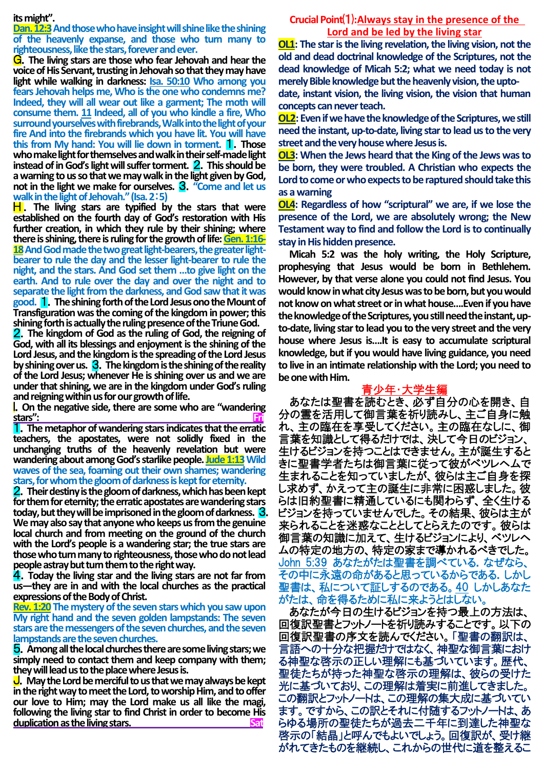its might".

**Dan. 12:3** And those who have insight will shine like the shining of the heavenly expanse, and those who turn many to righteousness, like the stars, forever and ever.

**G**. The living stars are those who fear Jehovah and hear the voice of His Servant, trusting in Jehovah so that they may have light while walking in darkness: Isa. 50:10 Who among you fears Jehovah helps me, Who is the one who condemns me? Indeed, they will all wear out like a garment; The moth will consume them. 11 Indeed, all of you who kindle a fire, Who surround yourselves with firebrands, Walk into the light of your fire And into the firebrands which you have lit. You will have this from My hand: You will lie down in torment. **1**. Those who make light for themselves and walk in their self-made light instead of in God's light will suffer torment. **2**. This should be a warning to us so that we may walk in the light given by God, not in the light we make for ourselves. **3**. "Come and let us walk in the light of Jehovah." (Isa. 2:5)

**H**. The living stars are typified by the stars that were established on the fourth day of God's restoration with His further creation, in which they rule by their shining; where there is shining, there is ruling for the growth of life: **Gen. 1:16-18** And God made the two great light-bearers, the greater light-bearer to rule the day and the lesser light-bearer to rule the night, and the stars. And God set them …to give light on the earth. And to rule over the day and over the night and to separate the light from the darkness, and God saw that it was good. **1**. The shining forth of the Lord Jesus ono the Mount of Transfiguration was the coming of the kingdom in power; this shining forth is actually the ruling presence of the Triune God. **2**. The kingdom of God as the ruling of God, the reigning of God, with all its blessings and enjoyment is the shining of the Lord Jesus, and the kingdom is the spreading of the Lord Jesus by shining over us. **3**. The kingdom is the shining of the reality of the Lord Jesus; whenever He is shining over us and we are under that shining, we are in the kingdom under God's ruling and reigning within us for our growth of life.

**I**. On the negative side, there are some who are "wandering stars": **Fri**

**1**. The metaphor of wandering stars indicates that the erratic teachers, the apostates, were not solidly fixed in the unchanging truths of the heavenly revelation but were wandering about among God's starlike people. **Jude 1:13** Wild waves of the sea, foaming out their own shames; wandering stars, for whom the gloom of darkness is kept for eternity.

**2**. Their destiny is the gloom of darkness, which has been kept for them for eternity; the erratic apostates are wandering stars today, but they will be imprisoned in the gloom of darkness. **3**. We may also say that anyone who keeps us from the genuine local church and from meeting on the ground of the church with the Lord's people is a wandering star; the true stars are those who turn many to righteousness, those who do not lead people astray but turn them to the right way.

**4**. Today the living star and the living stars are not far from us—they are in and with the local churches as the practical expressions of the Body of Christ.

**Rev. 1:20** The mystery of the seven stars which you saw upon My right hand and the seven golden lampstands: The seven stars are the messengers of the seven churches, and the seven lampstands are the seven churches.

**5**. Among all the local churches there are some living stars; we simply need to contact them and keep company with them; they will lead us to the place where Jesus is.

**J**. May the Lord be merciful to us that we may always be kept in the right way to meet the Lord, to worship Him, and to offer our love to Him; may the Lord make us all like the magi, following the living star to find Christ in order to become His duplication as the living stars. **Sat**

## Crucial Point⑴: Always stay in the presence of the Lord and be led by the living star

**OL1**: The star is the living revelation, the living vision, not the old and dead doctrinal knowledge of the Scriptures, not the dead knowledge of Micah 5:2; what we need today is not merely Bible knowledge but the heavenly vision, the up-to-date, instant vision, the living vision, the vision that human concepts can never teach.

**OL2**: Even if we have the knowledge of the Scriptures, we still need the instant, up-to-date, living star to lead us to the very street and the very house where Jesus is.

**OL3**: When the Jews heard that the King of the Jews was to be born, they were troubled. A Christian who expects the Lord to come or who expects to be raptured should take this as a warning

**OL4**: Regardless of how "scriptural" we are, if we lose the presence of the Lord, we are absolutely wrong; the New Testament way to find and follow the Lord is to continually stay in His hidden presence.

Micah 5:2 was the holy writing, the Holy Scripture, prophesying that Jesus would be born in Bethlehem. However, by that verse alone you could not find Jesus. You would know in what city Jesus was to be born, but you would not know on what street or in what house….Even if you have the knowledge of the Scriptures, you still need the instant, up-to-date, living star to lead you to the very street and the very house where Jesus is….It is easy to accumulate scriptural knowledge, but if you would have living guidance, you need to live in an intimate relationship with the Lord; you need to be one with Him.

## 青少年・大学生編

あなたは聖書を読むとき、必ず自分の心を開き、自分の霊を活用して御言葉を祈り読みし、主ご自身に触れ、主の臨在を享受してください。主の臨在なしに、御言葉を知識として得るだけでは、決して今日のビジョン、生けるビジョンを持つことはできません。主が誕生するときに聖書学者たちは御言葉に従って彼がベツレヘムで生まれることを知っていましたが、彼らは主ご自身を探し求めず、かえって主の誕生に非常に困惑しました。彼らは旧約聖書に精通しているにも関わらず、全く生けるビジョンを持っていませんでした。その結果、彼らは主が来られることを迷惑なこととしてとらえたのです。彼らは御言葉の知識に加えて、生けるビジョンにより、ベツレヘムの特定の地方の、特定の家まで導かれるべきでした。John 5:39 あなたがたは聖書を調べている. なぜなら、その中に永遠の命があると思っているからである. しかし聖書は、私について証しするのである。40 しかしあなたがたは、命を得るために私に来ようとはしない。

あなたが今日の生けるビジョンを持つ最上の方法は、回復訳聖書とフットノートを祈り読みすることです。以下の回復訳聖書の序文を読んでください。「聖書の翻訳は、言語への十分な把握だけではなく、神聖な御言葉における神聖な啓示の正しい理解にも基づいています。歴代、聖徒たちが持った神聖な啓示の理解は、彼らの受けた光に基づいており、この理解は着実に前進してきました。この翻訳とフットノートは、この理解の集大成に基づいています。ですから、この訳とそれに付随するフットノートは、あらゆる場所の聖徒たちが過去二千年に到達した神聖な啓示の「結晶」と呼んでもよいでしょう。回復訳が、受け継がれてきたものを継続し、これからの世代に道を整えるこ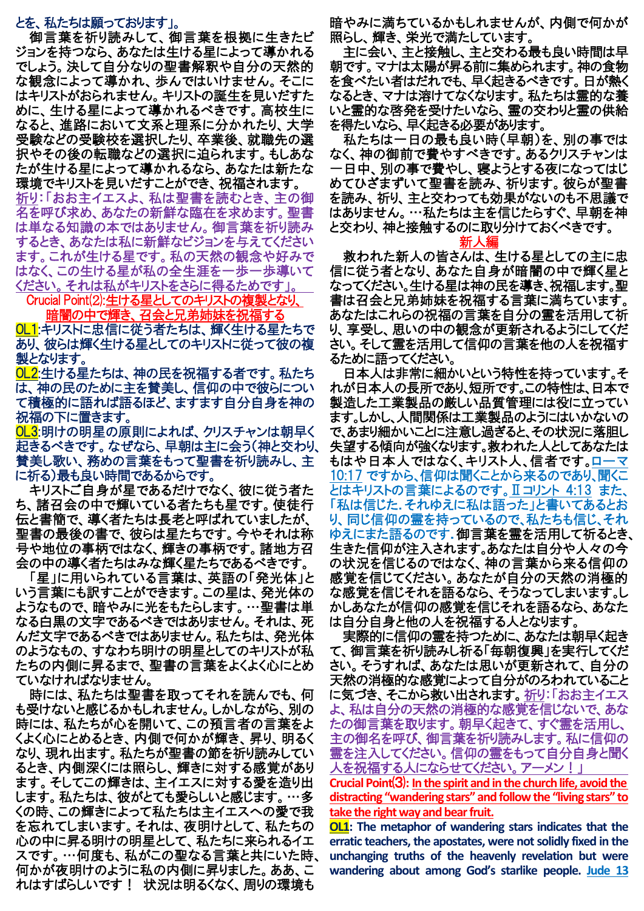とを、私たちは願っております」。

御言葉を祈り読みして、御言葉を根拠に生きたビジョンを持つなら、あなたは生ける星によって導かれるでしょう。決して自分なりの聖書解釈や自分の天然的な観念によって導かれ、歩んではいけません。そこにはキリストがおられません。キリストの誕生を見いだすために、生ける星によって導かれるべきです。高校生になると、進路において文系と理系に分かれたり、大学受験などの受験校を選択したり、卒業後、就職先の選択やその後の転職などの選択に迫られます。もしあなたが生ける星によって導かれるなら、あなたは新たな環境でキリストを見いだすことができ、祝福されます。

祈り:「おお主イエスよ、私は聖書を読むとき、主の御名を呼び求め、あなたの新鮮な臨在を求めます。聖書は単なる知識の本ではありません。御言葉を祈り読みするとき、あなたは私に新鮮なビジョンを与えてください。これが生ける星です。私の天然の観念や好みではなく、この生ける星が私の全生涯を一歩一歩導いてください。それは私がキリストをさらに得るためです」。

**Crucial Point(2):生ける星としてのキリストの複製となり、暗闇の中で輝き、召会と兄弟姉妹を祝福する**

**OL1**:キリストに忠信に従う者たちは、輝く生ける星たちであり、彼らは輝く生ける星としてのキリストに従って彼の複製となります。

**OL2**:生ける星たちは、神の民を祝福する者です。私たちは、神の民のために主を賛美し、信仰の中で彼らについて積極的に語れば語るほど、ますます自分自身を神の祝福の下に置きます。

**OL3**:明けの明星の原則によれば、クリスチャンは朝早く起きるべきです。なぜなら、早朝は主に会う(神と交わり、賛美し歌い、務めの言葉をもって聖書を祈り読みし、主に祈る)最も良い時間であるからです。

キリストご自身が星であるだけでなく、彼に従う者たち、諸召会の中で輝いている者たちも星です。使徒行伝と書簡で、導く者たちは長老と呼ばれていましたが、聖書の最後の書で、彼らは星たちです。今やそれは称号や地位の事柄ではなく、輝きの事柄です。諸地方召会の中の導く者たちはみな輝く星たちであるべきです。

「星」に用いられている言葉は、英語の「発光体」という言葉にも訳すことができます。この星は、発光体のようなもので、暗やみに光をもたらします。…聖書は単なる白黒の文字であるべきではありません。それは、死んだ文字であるべきではありません。私たちは、発光体のようなもの、すなわち明けの明星としてのキリストが私たちの内側に昇るまで、聖書の言葉をよくよく心にとめていなければなりません。

時には、私たちは聖書を取ってそれを読んでも、何も受けないと感じるかもしれません。しかしながら、別の時には、私たちが心を開いて、この預言者の言葉をよくよく心にとめるとき、内側で何かが輝き、昇り、明るくなり、現れ出ます。私たちが聖書の節を祈り読みしているとき、内側深くには照らし、輝きに対する感覚があります。そしてこの輝きは、主イエスに対する愛を造り出します。私たちは、彼がとても愛らしいと感じます。…多くの時、この輝きによって私たちは主イエスへの愛で我を忘れてしまいます。それは、夜明けとして、私たちの心の中に昇る明けの明星として、私たちに来られるイエスです。…何度も、私がこの聖なる言葉と共にいた時、何かが夜明けのように私の内側に昇りました。ああ、これはすばらしいです！ 状況は明るくなく、周りの環境も暗やみに満ちているかもしれませんが、内側で何かが照らし、輝き、栄光で満たしています。

主に会い、主と接触し、主と交わる最も良い時間は早朝です。マナは太陽が昇る前に集められます。神の食物を食べたい者はだれでも、早く起きるべきです。日が熱くなるとき、マナは溶けてなくなります。私たちは霊的な養いと霊的な啓発を受けたいなら、霊の交わりと霊の供給を得たいなら、早く起きる必要があります。

私たちは一日の最も良い時(早朝)を、別の事ではなく、神の御前で費やすべきです。あるクリスチャンは一日中、別の事で費やし、寝ようとする夜になってはじめてひざまずいて聖書を読み、祈ります。彼らが聖書を読み、祈り、主と交わっても効果がないのも不思議ではありません。…私たちは主を信じたらすぐ、早朝を神と交わり、神と接触するのに取り分けておくべきです。

**新人編**

救われた新人の皆さんは、生ける星としての主に忠信に従う者となり、あなた自身が暗闇の中で輝く星となってください。生ける星は神の民を導き、祝福します。聖書は召会と兄弟姉妹を祝福する言葉に満ちています。あなたはこれらの祝福の言葉を自分の霊を活用して祈り、享受し、思いの中の観念が更新されるようにしてください。そして霊を活用して信仰の言葉を他の人を祝福するために語ってください。

日本人は非常に細かいという特性を持っています。それが日本人の長所であり、短所です。この特性は、日本で製造した工業製品の厳しい品質管理には役に立っています。しかし、人間関係は工業製品のようにはいかないので、あまり細かいことに注意し過ぎると、その状況に落胆し失望する傾向が強くなります。救われた人としてあなたはもはや日本人ではなく、キリスト人、信者です。ローマ10:17 ですから、信仰は聞くことから来るのであり、聞くことはキリストの言葉によるのです。Ⅱコリント 4:13 また、「私は信じた. それゆえに私は語った」と書いてあるとおり、同じ信仰の霊を持っているので、私たちも信じ、それゆえにまた語るのです．御言葉を霊を活用して祈るとき、生きた信仰が注入されます。あなたは自分や人々の今の状況を信じるのではなく、神の言葉から来る信仰の感覚を信じてください。あなたが自分の天然の消極的な感覚を信じそれを語るなら、そうなってしまいます。しかしあなたが信仰の感覚を信じそれを語るなら、あなたは自分自身と他の人を祝福する人となります。

実際的に信仰の霊を持つために、あなたは朝早く起きて、御言葉を祈り読みし祈る「毎朝復興」を実行してください。そうすれば、あなたは思いが更新されて、自分の天然の消極的な感覚によって自分がのろわれていることに気づき、そこから救い出されます。祈り:「おお主イエスよ、私は自分の天然の消極的な感覚を信じないで、あなたの御言葉を取ります。朝早く起きて、すぐ霊を活用し、主の御名を呼び、御言葉を祈り読みします。私に信仰の霊を注入してください。信仰の霊をもって自分自身と聞く人を祝福する人にならせてください。アーメン！」

**Crucial Point⑶: In the spirit and in the church life, avoid the distracting "wandering stars" and follow the "living stars" to take the right way and bear fruit.**

**OL1**: The metaphor of wandering stars indicates that the erratic teachers, the apostates, were not solidly fixed in the unchanging truths of the heavenly revelation but were wandering about among God's starlike people. Jude 13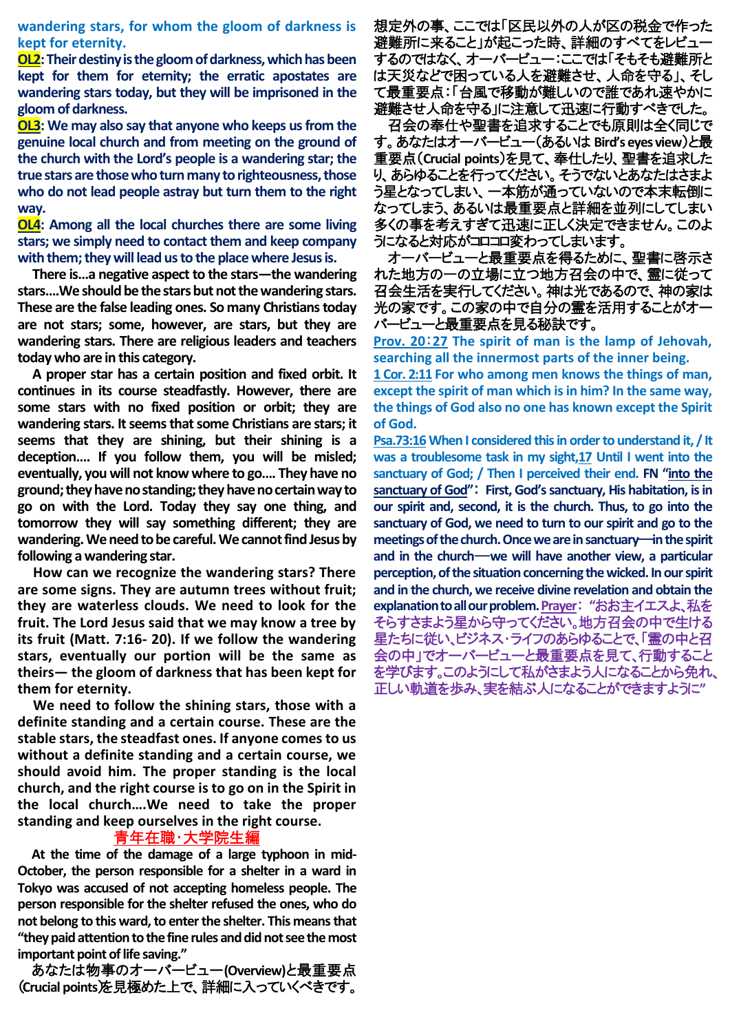**wandering stars, for whom the gloom of darkness is kept for eternity.**

**OL2: Their destiny is the gloom of darkness, which has been kept for them for eternity; the erratic apostates are wandering stars today, but they will be imprisoned in the gloom of darkness.**

**OL3: We may also say that anyone who keeps us from the genuine local church and from meeting on the ground of the church with the Lord's people is a wandering star; the true stars are those who turn many to righteousness, those who do not lead people astray but turn them to the right way.**

**OL4: Among all the local churches there are some living stars; we simply need to contact them and keep company with them; they will lead us to the place where Jesus is.**

There is…a negative aspect to the stars—the wandering stars….We should be the stars but not the wandering stars. These are the false leading ones. So many Christians today are not stars; some, however, are stars, but they are wandering stars. There are religious leaders and teachers today who are in this category.

A proper star has a certain position and fixed orbit. It continues in its course steadfastly. However, there are some stars with no fixed position or orbit; they are wandering stars. It seems that some Christians are stars; it seems that they are shining, but their shining is a deception…. If you follow them, you will be misled; eventually, you will not know where to go…. They have no ground; they have no standing; they have no certain way to go on with the Lord. Today they say one thing, and tomorrow they will say something different; they are wandering. We need to be careful. We cannot find Jesus by following a wandering star.

How can we recognize the wandering stars? There are some signs. They are autumn trees without fruit; they are waterless clouds. We need to look for the fruit. The Lord Jesus said that we may know a tree by its fruit (Matt. 7:16- 20). If we follow the wandering stars, eventually our portion will be the same as theirs— the gloom of darkness that has been kept for them for eternity.

We need to follow the shining stars, those with a definite standing and a certain course. These are the stable stars, the steadfast ones. If anyone comes to us without a definite standing and a certain course, we should avoid him. The proper standing is the local church, and the right course is to go on in the Spirit in the local church….We need to take the proper standing and keep ourselves in the right course.

## 青年在職・大学院生編

At the time of the damage of a large typhoon in mid-October, the person responsible for a shelter in a ward in Tokyo was accused of not accepting homeless people. The person responsible for the shelter refused the ones, who do not belong to this ward, to enter the shelter. This means that "they paid attention to the fine rules and did not see the most important point of life saving."

あなたは物事のオーバービュー(Overview)と最重要点(Crucial points)を見極めた上で、詳細に入っていくべきです。想定外の事、ここでは「区民以外の人が区の税金で作った避難所に来ること」が起こった時、詳細のすべてをレビューするのではなく、オーバービュー：ここでは「そもそも避難所とは天災などで困っている人を避難させ、人命を守る」、そして最重要点：「台風で移動が難しいので誰であれ速やかに避難させ人命を守る」に注意して迅速に行動すべきでした。

召会の奉仕や聖書を追求することでも原則は全く同じです。あなたはオーバービュー(あるいはBird's eyes view)と最重要点(Crucial points)を見て、奉仕したり、聖書を追求したり、あらゆることを行ってください。そうでないとあなたはさまよう星となってしまい、一本筋が通っていないので本末転倒になってしまう、あるいは最重要点と詳細を並列にしてしまい多くの事を考えすぎて迅速に正しく決定できません。このようになると対応がコロコロ変わってしまいます。

オーバービューと最重要点を得るために、聖書に啓示された地方の一の立場に立つ地方召会の中で、霊に従って召会生活を実行してください。神は光であるので、神の家は光の家です。この家の中で自分の霊を活用することがオーバービューと最重要点を見る秘訣です。

**Prov. 20:27 The spirit of man is the lamp of Jehovah, searching all the innermost parts of the inner being.**

**1 Cor. 2:11 For who among men knows the things of man, except the spirit of man which is in him? In the same way, the things of God also no one has known except the Spirit of God.**

**Psa.73:16 When I considered this in order to understand it, / It was a troublesome task in my sight,17 Until I went into the sanctuary of God; / Then I perceived their end. FN "into the sanctuary of God": First, God's sanctuary, His habitation, is in our spirit and, second, it is the church. Thus, to go into the sanctuary of God, we need to turn to our spirit and go to the meetings of the church. Once we are in sanctuary—in the spirit and in the church—we will have another view, a particular perception, of the situation concerning the wicked. In our spirit and in the church, we receive divine revelation and obtain the explanation to all our problem.** Prayer: "おお主イエスよ、私をそらすさまよう星から守ってください。地方召会の中で生ける星たちに従い、ビジネス・ライフのあらゆることで、「霊の中と召会の中」でオーバービューと最重要点を見て、行動することを学びます。このようにして私がさまよう人になることから免れ、正しい軌道を歩み、実を結ぶ人になることができますように"